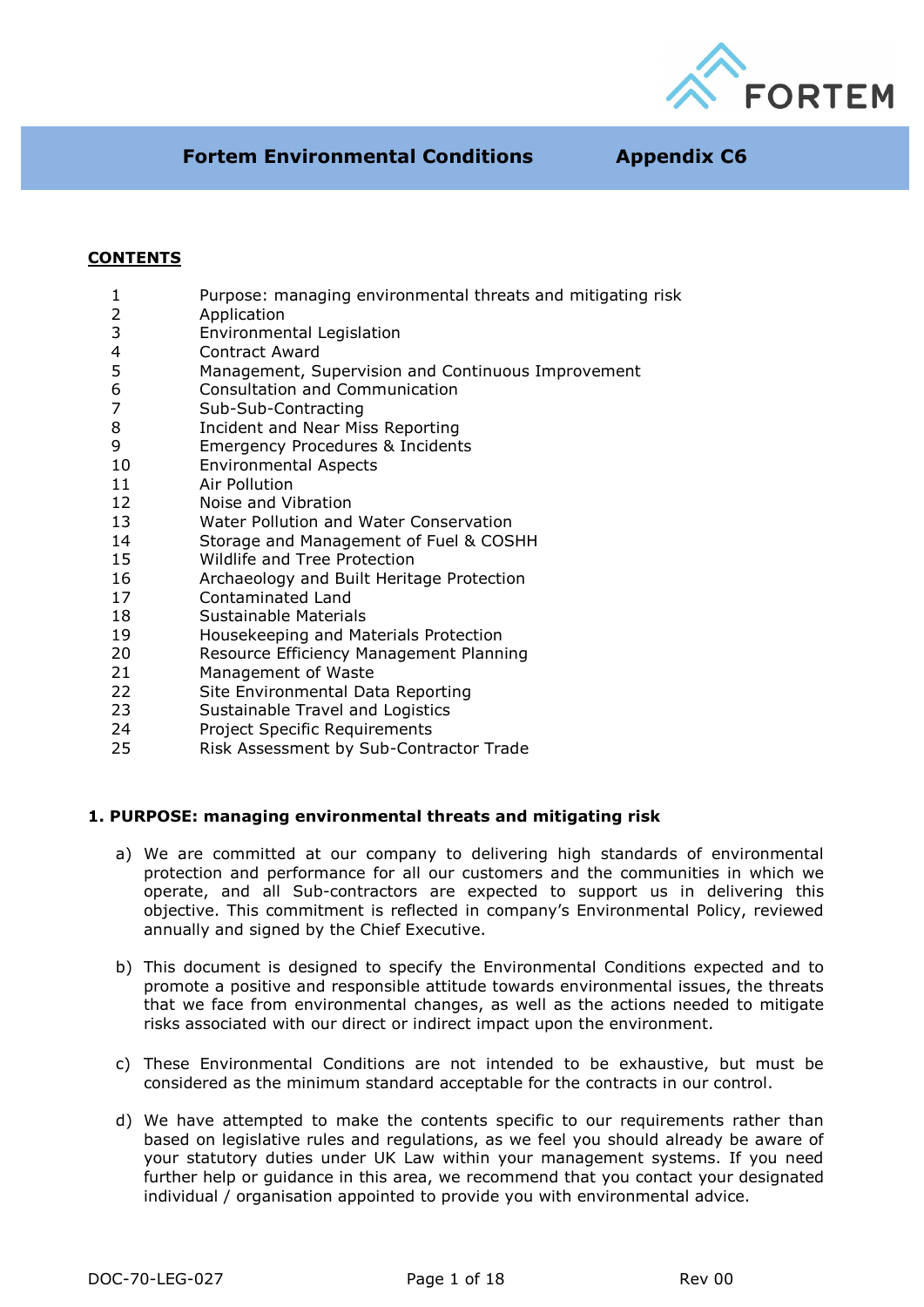# Fortem Environmental Conditions — Appendix C6

**CONTENTS**

| | |
|---|---|
| 1 | Purpose: managing environmental threats and mitigating risk |
| 2 | Application |
| 3 | Environmental Legislation |
| 4 | Contract Award |
| 5 | Management, Supervision and Continuous Improvement |
| 6 | Consultation and Communication |
| 7 | Sub-Sub-Contracting |
| 8 | Incident and Near Miss Reporting |
| 9 | Emergency Procedures & Incidents |
| 10 | Environmental Aspects |
| 11 | Air Pollution |
| 12 | Noise and Vibration |
| 13 | Water Pollution and Water Conservation |
| 14 | Storage and Management of Fuel & COSHH |
| 15 | Wildlife and Tree Protection |
| 16 | Archaeology and Built Heritage Protection |
| 17 | Contaminated Land |
| 18 | Sustainable Materials |
| 19 | Housekeeping and Materials Protection |
| 20 | Resource Efficiency Management Planning |
| 21 | Management of Waste |
| 22 | Site Environmental Data Reporting |
| 23 | Sustainable Travel and Logistics |
| 24 | Project Specific Requirements |
| 25 | Risk Assessment by Sub-Contractor Trade |

## 1. PURPOSE: managing environmental threats and mitigating risk

a) We are committed at our company to delivering high standards of environmental protection and performance for all our customers and the communities in which we operate, and all Sub-contractors are expected to support us in delivering this objective. This commitment is reflected in company's Environmental Policy, reviewed annually and signed by the Chief Executive.

b) This document is designed to specify the Environmental Conditions expected and to promote a positive and responsible attitude towards environmental issues, the threats that we face from environmental changes, as well as the actions needed to mitigate risks associated with our direct or indirect impact upon the environment.

c) These Environmental Conditions are not intended to be exhaustive, but must be considered as the minimum standard acceptable for the contracts in our control.

d) We have attempted to make the contents specific to our requirements rather than based on legislative rules and regulations, as we feel you should already be aware of your statutory duties under UK Law within your management systems. If you need further help or guidance in this area, we recommend that you contact your designated individual / organisation appointed to provide you with environmental advice.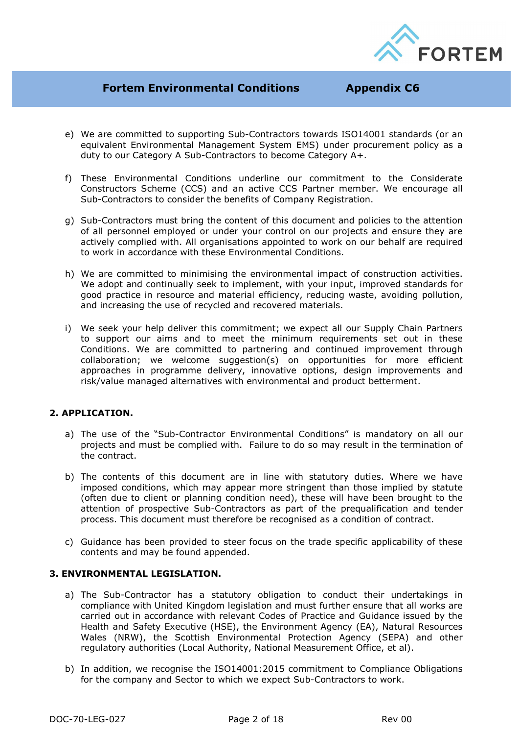e) We are committed to supporting Sub-Contractors towards ISO14001 standards (or an equivalent Environmental Management System EMS) under procurement policy as a duty to our Category A Sub-Contractors to become Category A+.

f) These Environmental Conditions underline our commitment to the Considerate Constructors Scheme (CCS) and an active CCS Partner member. We encourage all Sub-Contractors to consider the benefits of Company Registration.

g) Sub-Contractors must bring the content of this document and policies to the attention of all personnel employed or under your control on our projects and ensure they are actively complied with. All organisations appointed to work on our behalf are required to work in accordance with these Environmental Conditions.

h) We are committed to minimising the environmental impact of construction activities. We adopt and continually seek to implement, with your input, improved standards for good practice in resource and material efficiency, reducing waste, avoiding pollution, and increasing the use of recycled and recovered materials.

i) We seek your help deliver this commitment; we expect all our Supply Chain Partners to support our aims and to meet the minimum requirements set out in these Conditions. We are committed to partnering and continued improvement through collaboration; we welcome suggestion(s) on opportunities for more efficient approaches in programme delivery, innovative options, design improvements and risk/value managed alternatives with environmental and product betterment.

## 2. APPLICATION.

a) The use of the "Sub-Contractor Environmental Conditions" is mandatory on all our projects and must be complied with. Failure to do so may result in the termination of the contract.

b) The contents of this document are in line with statutory duties. Where we have imposed conditions, which may appear more stringent than those implied by statute (often due to client or planning condition need), these will have been brought to the attention of prospective Sub-Contractors as part of the prequalification and tender process. This document must therefore be recognised as a condition of contract.

c) Guidance has been provided to steer focus on the trade specific applicability of these contents and may be found appended.

## 3. ENVIRONMENTAL LEGISLATION.

a) The Sub-Contractor has a statutory obligation to conduct their undertakings in compliance with United Kingdom legislation and must further ensure that all works are carried out in accordance with relevant Codes of Practice and Guidance issued by the Health and Safety Executive (HSE), the Environment Agency (EA), Natural Resources Wales (NRW), the Scottish Environmental Protection Agency (SEPA) and other regulatory authorities (Local Authority, National Measurement Office, et al).

b) In addition, we recognise the ISO14001:2015 commitment to Compliance Obligations for the company and Sector to which we expect Sub-Contractors to work.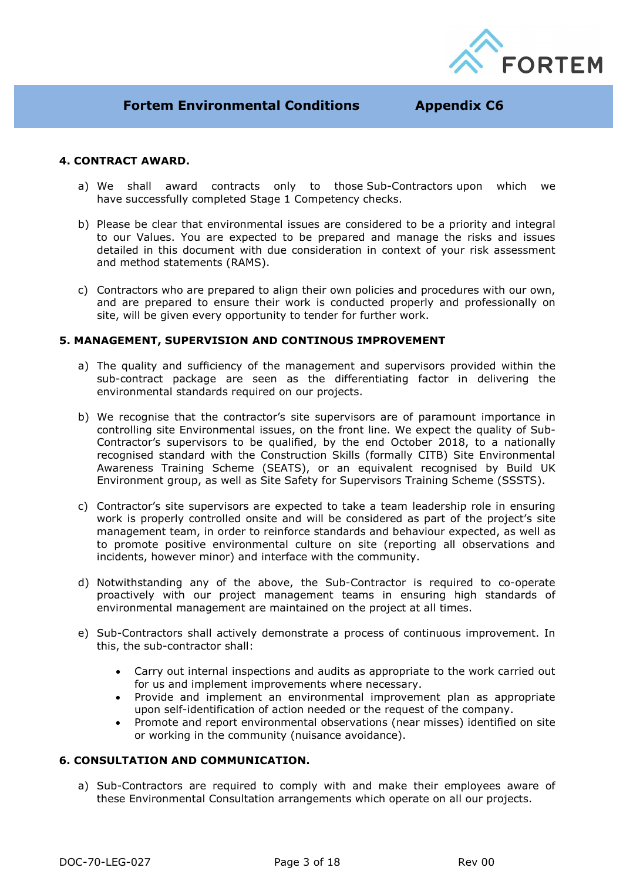## 4. CONTRACT AWARD.

a) We shall award contracts only to those Sub-Contractors upon which we have successfully completed Stage 1 Competency checks.

b) Please be clear that environmental issues are considered to be a priority and integral to our Values. You are expected to be prepared and manage the risks and issues detailed in this document with due consideration in context of your risk assessment and method statements (RAMS).

c) Contractors who are prepared to align their own policies and procedures with our own, and are prepared to ensure their work is conducted properly and professionally on site, will be given every opportunity to tender for further work.

## 5. MANAGEMENT, SUPERVISION AND CONTINOUS IMPROVEMENT

a) The quality and sufficiency of the management and supervisors provided within the sub-contract package are seen as the differentiating factor in delivering the environmental standards required on our projects.

b) We recognise that the contractor's site supervisors are of paramount importance in controlling site Environmental issues, on the front line. We expect the quality of Sub-Contractor's supervisors to be qualified, by the end October 2018, to a nationally recognised standard with the Construction Skills (formally CITB) Site Environmental Awareness Training Scheme (SEATS), or an equivalent recognised by Build UK Environment group, as well as Site Safety for Supervisors Training Scheme (SSSTS).

c) Contractor's site supervisors are expected to take a team leadership role in ensuring work is properly controlled onsite and will be considered as part of the project's site management team, in order to reinforce standards and behaviour expected, as well as to promote positive environmental culture on site (reporting all observations and incidents, however minor) and interface with the community.

d) Notwithstanding any of the above, the Sub-Contractor is required to co-operate proactively with our project management teams in ensuring high standards of environmental management are maintained on the project at all times.

e) Sub-Contractors shall actively demonstrate a process of continuous improvement. In this, the sub-contractor shall:

- Carry out internal inspections and audits as appropriate to the work carried out for us and implement improvements where necessary.
- Provide and implement an environmental improvement plan as appropriate upon self-identification of action needed or the request of the company.
- Promote and report environmental observations (near misses) identified on site or working in the community (nuisance avoidance).

## 6. CONSULTATION AND COMMUNICATION.

a) Sub-Contractors are required to comply with and make their employees aware of these Environmental Consultation arrangements which operate on all our projects.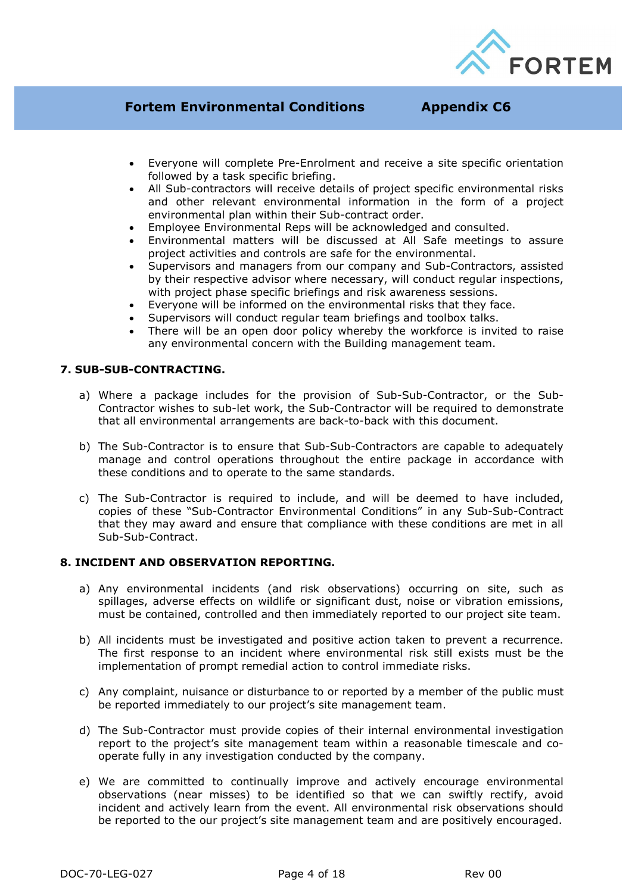- Everyone will complete Pre-Enrolment and receive a site specific orientation followed by a task specific briefing.
- All Sub-contractors will receive details of project specific environmental risks and other relevant environmental information in the form of a project environmental plan within their Sub-contract order.
- Employee Environmental Reps will be acknowledged and consulted.
- Environmental matters will be discussed at All Safe meetings to assure project activities and controls are safe for the environmental.
- Supervisors and managers from our company and Sub-Contractors, assisted by their respective advisor where necessary, will conduct regular inspections, with project phase specific briefings and risk awareness sessions.
- Everyone will be informed on the environmental risks that they face.
- Supervisors will conduct regular team briefings and toolbox talks.
- There will be an open door policy whereby the workforce is invited to raise any environmental concern with the Building management team.

## 7. SUB-SUB-CONTRACTING.

a) Where a package includes for the provision of Sub-Sub-Contractor, or the Sub-Contractor wishes to sub-let work, the Sub-Contractor will be required to demonstrate that all environmental arrangements are back-to-back with this document.

b) The Sub-Contractor is to ensure that Sub-Sub-Contractors are capable to adequately manage and control operations throughout the entire package in accordance with these conditions and to operate to the same standards.

c) The Sub-Contractor is required to include, and will be deemed to have included, copies of these "Sub-Contractor Environmental Conditions" in any Sub-Sub-Contract that they may award and ensure that compliance with these conditions are met in all Sub-Sub-Contract.

## 8. INCIDENT AND OBSERVATION REPORTING.

a) Any environmental incidents (and risk observations) occurring on site, such as spillages, adverse effects on wildlife or significant dust, noise or vibration emissions, must be contained, controlled and then immediately reported to our project site team.

b) All incidents must be investigated and positive action taken to prevent a recurrence. The first response to an incident where environmental risk still exists must be the implementation of prompt remedial action to control immediate risks.

c) Any complaint, nuisance or disturbance to or reported by a member of the public must be reported immediately to our project's site management team.

d) The Sub-Contractor must provide copies of their internal environmental investigation report to the project's site management team within a reasonable timescale and co-operate fully in any investigation conducted by the company.

e) We are committed to continually improve and actively encourage environmental observations (near misses) to be identified so that we can swiftly rectify, avoid incident and actively learn from the event. All environmental risk observations should be reported to the our project's site management team and are positively encouraged.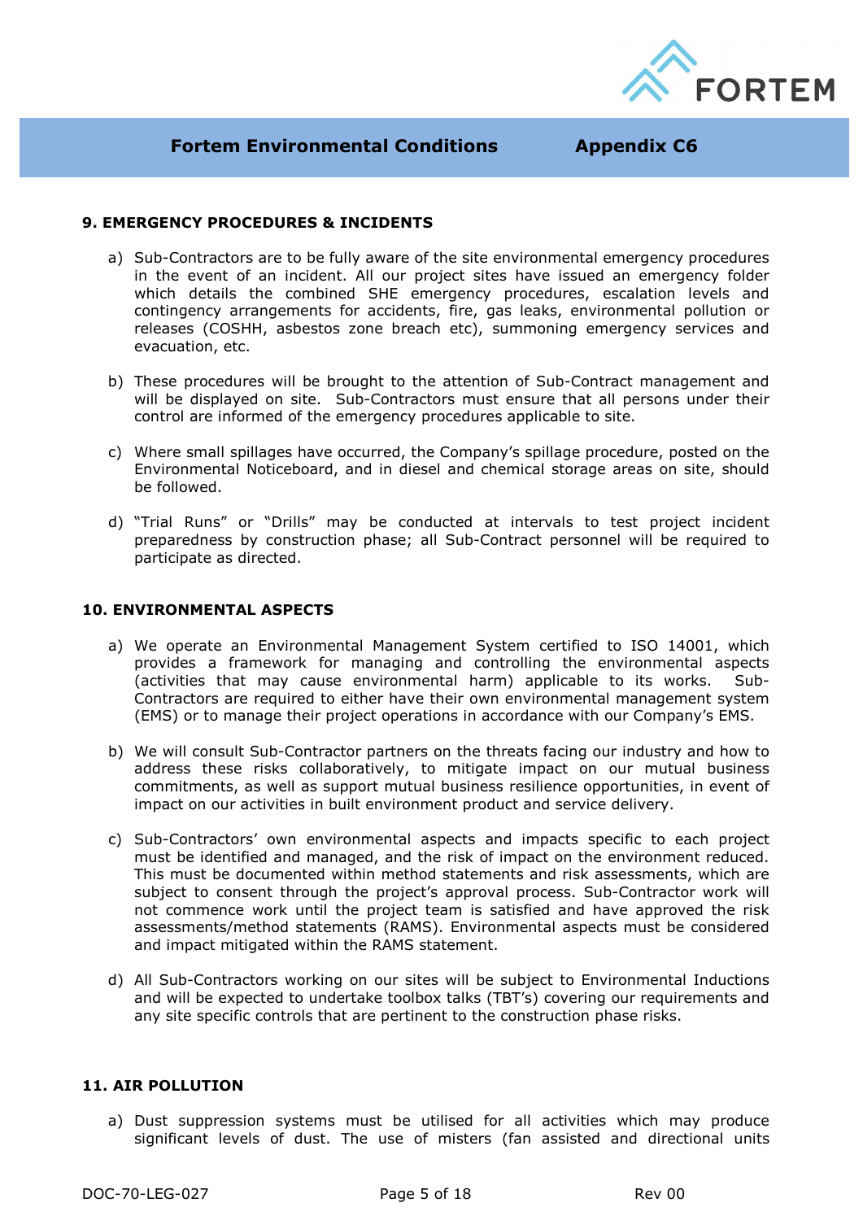## 9. EMERGENCY PROCEDURES & INCIDENTS

a) Sub-Contractors are to be fully aware of the site environmental emergency procedures in the event of an incident. All our project sites have issued an emergency folder which details the combined SHE emergency procedures, escalation levels and contingency arrangements for accidents, fire, gas leaks, environmental pollution or releases (COSHH, asbestos zone breach etc), summoning emergency services and evacuation, etc.

b) These procedures will be brought to the attention of Sub-Contract management and will be displayed on site. Sub-Contractors must ensure that all persons under their control are informed of the emergency procedures applicable to site.

c) Where small spillages have occurred, the Company's spillage procedure, posted on the Environmental Noticeboard, and in diesel and chemical storage areas on site, should be followed.

d) "Trial Runs" or "Drills" may be conducted at intervals to test project incident preparedness by construction phase; all Sub-Contract personnel will be required to participate as directed.

## 10. ENVIRONMENTAL ASPECTS

a) We operate an Environmental Management System certified to ISO 14001, which provides a framework for managing and controlling the environmental aspects (activities that may cause environmental harm) applicable to its works. Sub-Contractors are required to either have their own environmental management system (EMS) or to manage their project operations in accordance with our Company's EMS.

b) We will consult Sub-Contractor partners on the threats facing our industry and how to address these risks collaboratively, to mitigate impact on our mutual business commitments, as well as support mutual business resilience opportunities, in event of impact on our activities in built environment product and service delivery.

c) Sub-Contractors' own environmental aspects and impacts specific to each project must be identified and managed, and the risk of impact on the environment reduced. This must be documented within method statements and risk assessments, which are subject to consent through the project's approval process. Sub-Contractor work will not commence work until the project team is satisfied and have approved the risk assessments/method statements (RAMS). Environmental aspects must be considered and impact mitigated within the RAMS statement.

d) All Sub-Contractors working on our sites will be subject to Environmental Inductions and will be expected to undertake toolbox talks (TBT's) covering our requirements and any site specific controls that are pertinent to the construction phase risks.

## 11. AIR POLLUTION

a) Dust suppression systems must be utilised for all activities which may produce significant levels of dust. The use of misters (fan assisted and directional units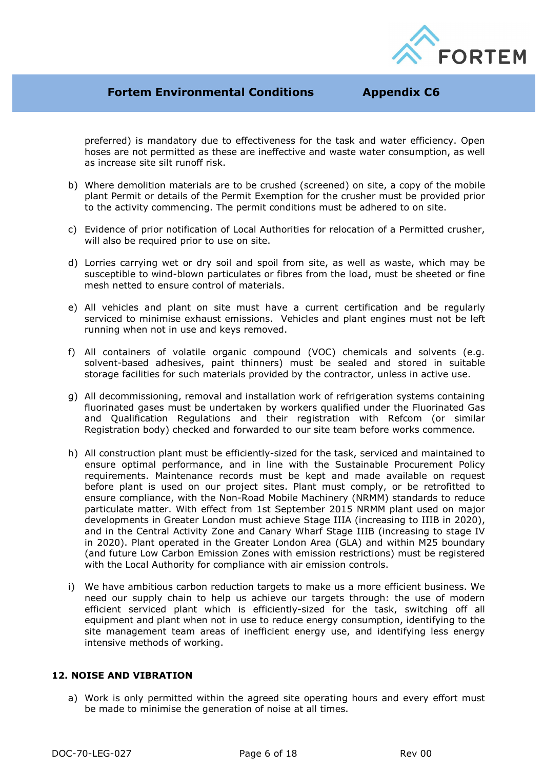preferred) is mandatory due to effectiveness for the task and water efficiency. Open hoses are not permitted as these are ineffective and waste water consumption, as well as increase site silt runoff risk.

b) Where demolition materials are to be crushed (screened) on site, a copy of the mobile plant Permit or details of the Permit Exemption for the crusher must be provided prior to the activity commencing. The permit conditions must be adhered to on site.

c) Evidence of prior notification of Local Authorities for relocation of a Permitted crusher, will also be required prior to use on site.

d) Lorries carrying wet or dry soil and spoil from site, as well as waste, which may be susceptible to wind-blown particulates or fibres from the load, must be sheeted or fine mesh netted to ensure control of materials.

e) All vehicles and plant on site must have a current certification and be regularly serviced to minimise exhaust emissions. Vehicles and plant engines must not be left running when not in use and keys removed.

f) All containers of volatile organic compound (VOC) chemicals and solvents (e.g. solvent-based adhesives, paint thinners) must be sealed and stored in suitable storage facilities for such materials provided by the contractor, unless in active use.

g) All decommissioning, removal and installation work of refrigeration systems containing fluorinated gases must be undertaken by workers qualified under the Fluorinated Gas and Qualification Regulations and their registration with Refcom (or similar Registration body) checked and forwarded to our site team before works commence.

h) All construction plant must be efficiently-sized for the task, serviced and maintained to ensure optimal performance, and in line with the Sustainable Procurement Policy requirements. Maintenance records must be kept and made available on request before plant is used on our project sites. Plant must comply, or be retrofitted to ensure compliance, with the Non-Road Mobile Machinery (NRMM) standards to reduce particulate matter. With effect from 1st September 2015 NRMM plant used on major developments in Greater London must achieve Stage IIIA (increasing to IIIB in 2020), and in the Central Activity Zone and Canary Wharf Stage IIIB (increasing to stage IV in 2020). Plant operated in the Greater London Area (GLA) and within M25 boundary (and future Low Carbon Emission Zones with emission restrictions) must be registered with the Local Authority for compliance with air emission controls.

i) We have ambitious carbon reduction targets to make us a more efficient business. We need our supply chain to help us achieve our targets through: the use of modern efficient serviced plant which is efficiently-sized for the task, switching off all equipment and plant when not in use to reduce energy consumption, identifying to the site management team areas of inefficient energy use, and identifying less energy intensive methods of working.

## 12. NOISE AND VIBRATION

a) Work is only permitted within the agreed site operating hours and every effort must be made to minimise the generation of noise at all times.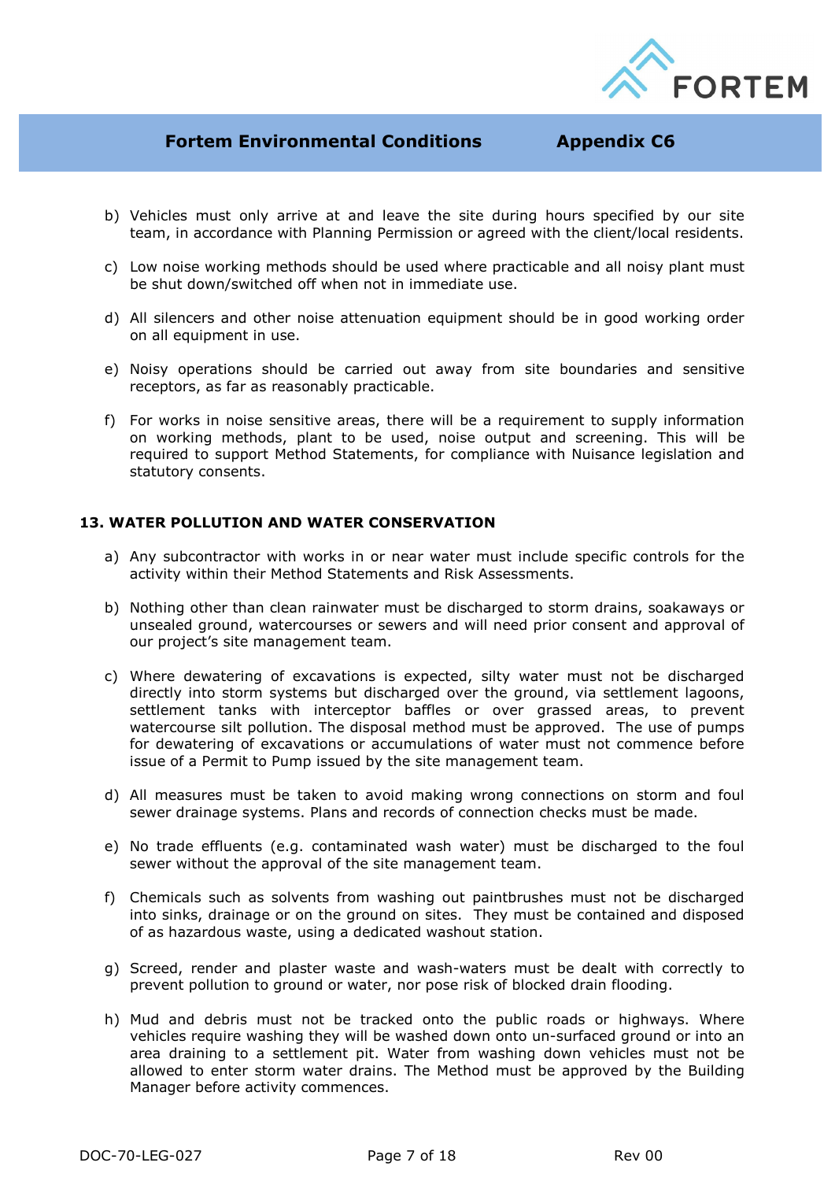b) Vehicles must only arrive at and leave the site during hours specified by our site team, in accordance with Planning Permission or agreed with the client/local residents.

c) Low noise working methods should be used where practicable and all noisy plant must be shut down/switched off when not in immediate use.

d) All silencers and other noise attenuation equipment should be in good working order on all equipment in use.

e) Noisy operations should be carried out away from site boundaries and sensitive receptors, as far as reasonably practicable.

f) For works in noise sensitive areas, there will be a requirement to supply information on working methods, plant to be used, noise output and screening. This will be required to support Method Statements, for compliance with Nuisance legislation and statutory consents.

## 13. WATER POLLUTION AND WATER CONSERVATION

a) Any subcontractor with works in or near water must include specific controls for the activity within their Method Statements and Risk Assessments.

b) Nothing other than clean rainwater must be discharged to storm drains, soakaways or unsealed ground, watercourses or sewers and will need prior consent and approval of our project's site management team.

c) Where dewatering of excavations is expected, silty water must not be discharged directly into storm systems but discharged over the ground, via settlement lagoons, settlement tanks with interceptor baffles or over grassed areas, to prevent watercourse silt pollution. The disposal method must be approved. The use of pumps for dewatering of excavations or accumulations of water must not commence before issue of a Permit to Pump issued by the site management team.

d) All measures must be taken to avoid making wrong connections on storm and foul sewer drainage systems. Plans and records of connection checks must be made.

e) No trade effluents (e.g. contaminated wash water) must be discharged to the foul sewer without the approval of the site management team.

f) Chemicals such as solvents from washing out paintbrushes must not be discharged into sinks, drainage or on the ground on sites. They must be contained and disposed of as hazardous waste, using a dedicated washout station.

g) Screed, render and plaster waste and wash-waters must be dealt with correctly to prevent pollution to ground or water, nor pose risk of blocked drain flooding.

h) Mud and debris must not be tracked onto the public roads or highways. Where vehicles require washing they will be washed down onto un-surfaced ground or into an area draining to a settlement pit. Water from washing down vehicles must not be allowed to enter storm water drains. The Method must be approved by the Building Manager before activity commences.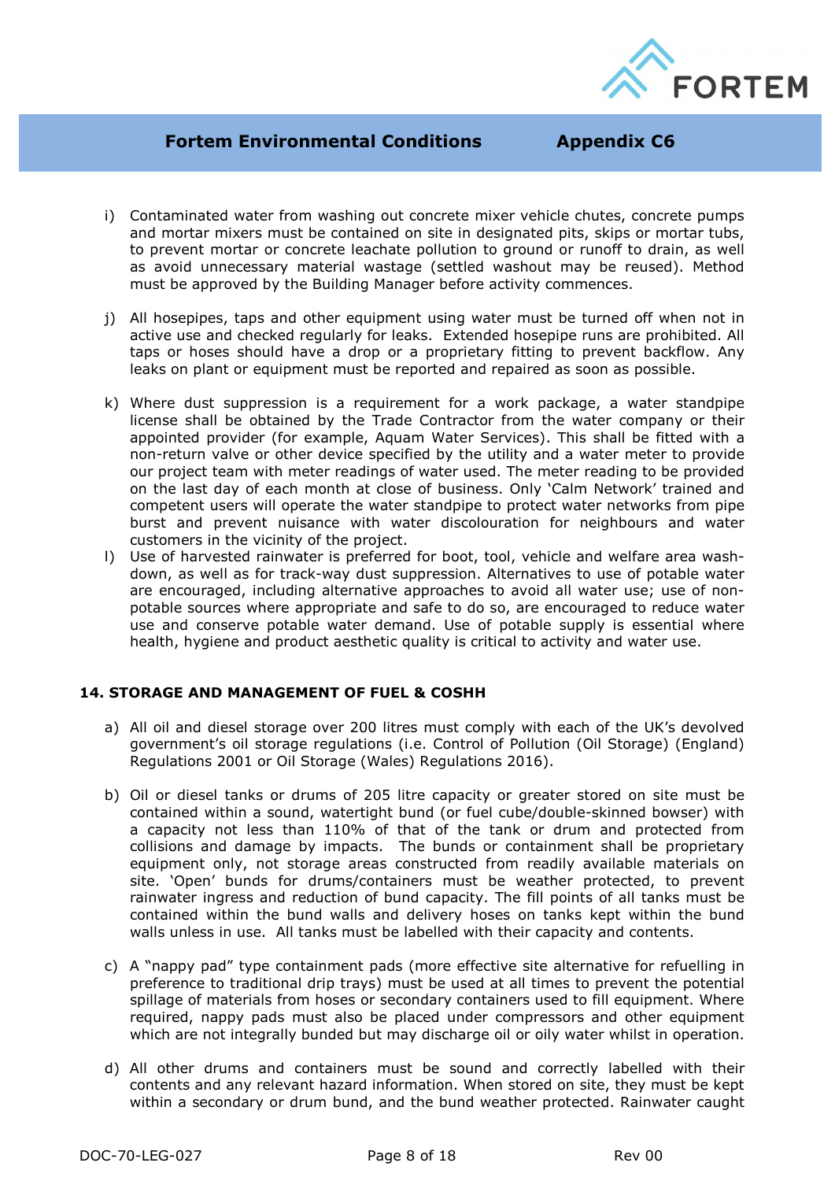i) Contaminated water from washing out concrete mixer vehicle chutes, concrete pumps and mortar mixers must be contained on site in designated pits, skips or mortar tubs, to prevent mortar or concrete leachate pollution to ground or runoff to drain, as well as avoid unnecessary material wastage (settled washout may be reused). Method must be approved by the Building Manager before activity commences.

j) All hosepipes, taps and other equipment using water must be turned off when not in active use and checked regularly for leaks. Extended hosepipe runs are prohibited. All taps or hoses should have a drop or a proprietary fitting to prevent backflow. Any leaks on plant or equipment must be reported and repaired as soon as possible.

k) Where dust suppression is a requirement for a work package, a water standpipe license shall be obtained by the Trade Contractor from the water company or their appointed provider (for example, Aquam Water Services). This shall be fitted with a non-return valve or other device specified by the utility and a water meter to provide our project team with meter readings of water used. The meter reading to be provided on the last day of each month at close of business. Only 'Calm Network' trained and competent users will operate the water standpipe to protect water networks from pipe burst and prevent nuisance with water discolouration for neighbours and water customers in the vicinity of the project.

l) Use of harvested rainwater is preferred for boot, tool, vehicle and welfare area wash-down, as well as for track-way dust suppression. Alternatives to use of potable water are encouraged, including alternative approaches to avoid all water use; use of non-potable sources where appropriate and safe to do so, are encouraged to reduce water use and conserve potable water demand. Use of potable supply is essential where health, hygiene and product aesthetic quality is critical to activity and water use.

## 14. STORAGE AND MANAGEMENT OF FUEL & COSHH

a) All oil and diesel storage over 200 litres must comply with each of the UK's devolved government's oil storage regulations (i.e. Control of Pollution (Oil Storage) (England) Regulations 2001 or Oil Storage (Wales) Regulations 2016).

b) Oil or diesel tanks or drums of 205 litre capacity or greater stored on site must be contained within a sound, watertight bund (or fuel cube/double-skinned bowser) with a capacity not less than 110% of that of the tank or drum and protected from collisions and damage by impacts. The bunds or containment shall be proprietary equipment only, not storage areas constructed from readily available materials on site. 'Open' bunds for drums/containers must be weather protected, to prevent rainwater ingress and reduction of bund capacity. The fill points of all tanks must be contained within the bund walls and delivery hoses on tanks kept within the bund walls unless in use. All tanks must be labelled with their capacity and contents.

c) A "nappy pad" type containment pads (more effective site alternative for refuelling in preference to traditional drip trays) must be used at all times to prevent the potential spillage of materials from hoses or secondary containers used to fill equipment. Where required, nappy pads must also be placed under compressors and other equipment which are not integrally bunded but may discharge oil or oily water whilst in operation.

d) All other drums and containers must be sound and correctly labelled with their contents and any relevant hazard information. When stored on site, they must be kept within a secondary or drum bund, and the bund weather protected. Rainwater caught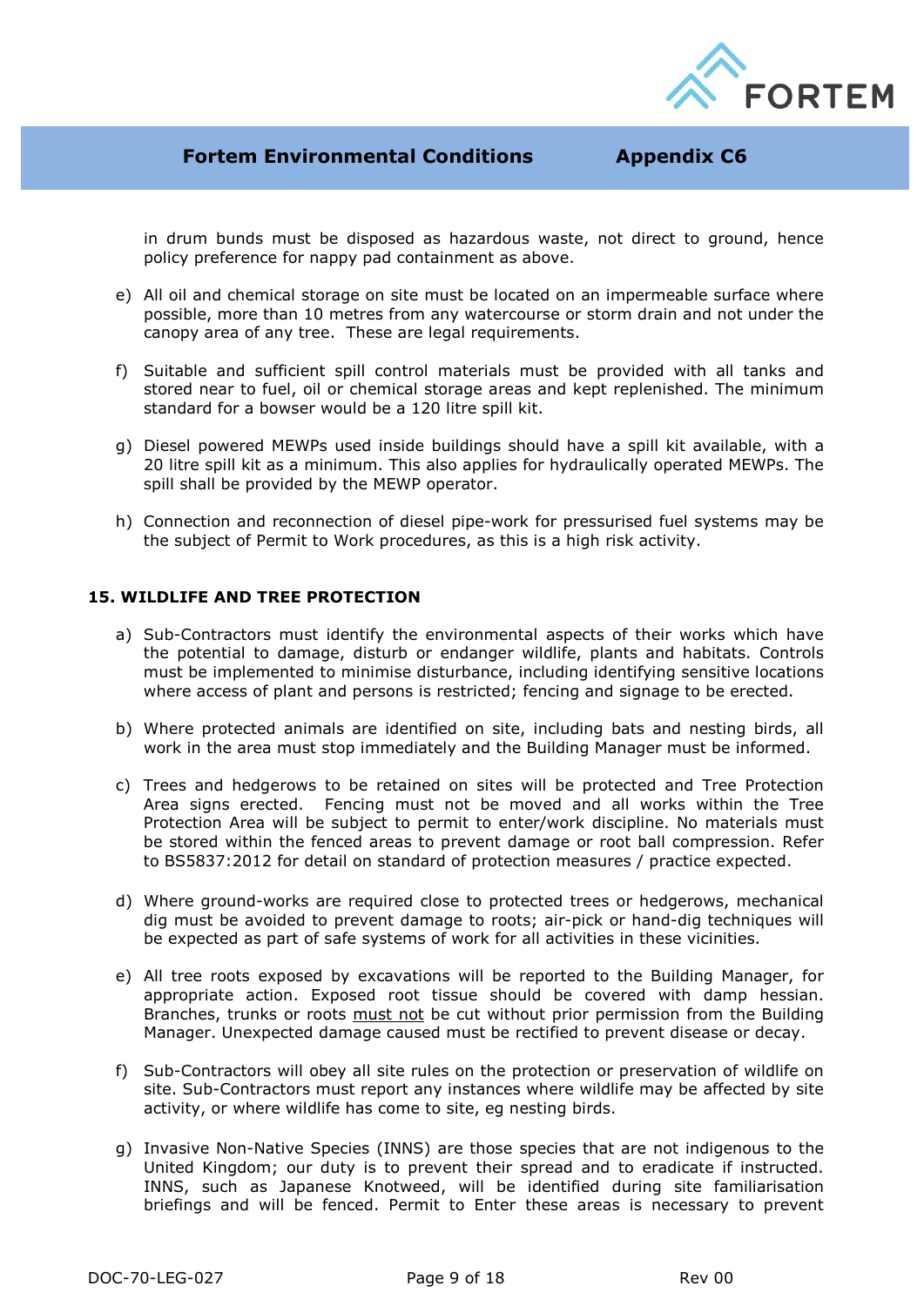in drum bunds must be disposed as hazardous waste, not direct to ground, hence policy preference for nappy pad containment as above.

e) All oil and chemical storage on site must be located on an impermeable surface where possible, more than 10 metres from any watercourse or storm drain and not under the canopy area of any tree. These are legal requirements.

f) Suitable and sufficient spill control materials must be provided with all tanks and stored near to fuel, oil or chemical storage areas and kept replenished. The minimum standard for a bowser would be a 120 litre spill kit.

g) Diesel powered MEWPs used inside buildings should have a spill kit available, with a 20 litre spill kit as a minimum. This also applies for hydraulically operated MEWPs. The spill shall be provided by the MEWP operator.

h) Connection and reconnection of diesel pipe-work for pressurised fuel systems may be the subject of Permit to Work procedures, as this is a high risk activity.

## 15. WILDLIFE AND TREE PROTECTION

a) Sub-Contractors must identify the environmental aspects of their works which have the potential to damage, disturb or endanger wildlife, plants and habitats. Controls must be implemented to minimise disturbance, including identifying sensitive locations where access of plant and persons is restricted; fencing and signage to be erected.

b) Where protected animals are identified on site, including bats and nesting birds, all work in the area must stop immediately and the Building Manager must be informed.

c) Trees and hedgerows to be retained on sites will be protected and Tree Protection Area signs erected. Fencing must not be moved and all works within the Tree Protection Area will be subject to permit to enter/work discipline. No materials must be stored within the fenced areas to prevent damage or root ball compression. Refer to BS5837:2012 for detail on standard of protection measures / practice expected.

d) Where ground-works are required close to protected trees or hedgerows, mechanical dig must be avoided to prevent damage to roots; air-pick or hand-dig techniques will be expected as part of safe systems of work for all activities in these vicinities.

e) All tree roots exposed by excavations will be reported to the Building Manager, for appropriate action. Exposed root tissue should be covered with damp hessian. Branches, trunks or roots <u>must not</u> be cut without prior permission from the Building Manager. Unexpected damage caused must be rectified to prevent disease or decay.

f) Sub-Contractors will obey all site rules on the protection or preservation of wildlife on site. Sub-Contractors must report any instances where wildlife may be affected by site activity, or where wildlife has come to site, eg nesting birds.

g) Invasive Non-Native Species (INNS) are those species that are not indigenous to the United Kingdom; our duty is to prevent their spread and to eradicate if instructed. INNS, such as Japanese Knotweed, will be identified during site familiarisation briefings and will be fenced. Permit to Enter these areas is necessary to prevent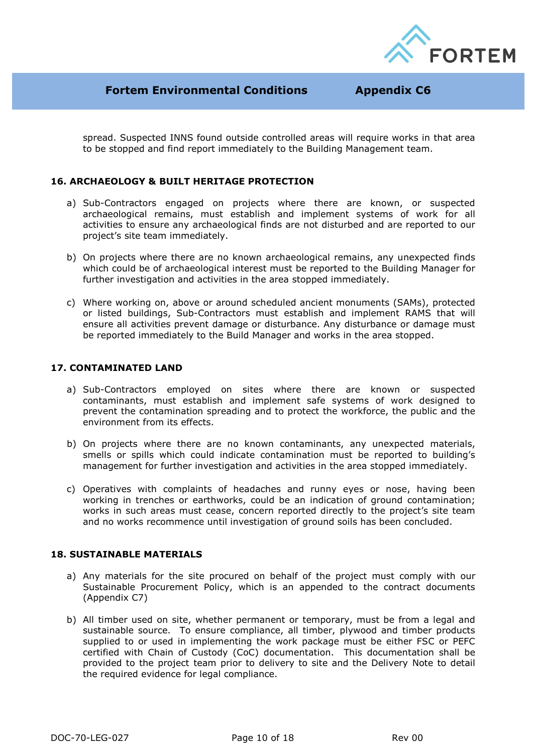spread. Suspected INNS found outside controlled areas will require works in that area to be stopped and find report immediately to the Building Management team.

## 16. ARCHAEOLOGY & BUILT HERITAGE PROTECTION

a) Sub-Contractors engaged on projects where there are known, or suspected archaeological remains, must establish and implement systems of work for all activities to ensure any archaeological finds are not disturbed and are reported to our project's site team immediately.

b) On projects where there are no known archaeological remains, any unexpected finds which could be of archaeological interest must be reported to the Building Manager for further investigation and activities in the area stopped immediately.

c) Where working on, above or around scheduled ancient monuments (SAMs), protected or listed buildings, Sub-Contractors must establish and implement RAMS that will ensure all activities prevent damage or disturbance. Any disturbance or damage must be reported immediately to the Build Manager and works in the area stopped.

## 17. CONTAMINATED LAND

a) Sub-Contractors employed on sites where there are known or suspected contaminants, must establish and implement safe systems of work designed to prevent the contamination spreading and to protect the workforce, the public and the environment from its effects.

b) On projects where there are no known contaminants, any unexpected materials, smells or spills which could indicate contamination must be reported to building's management for further investigation and activities in the area stopped immediately.

c) Operatives with complaints of headaches and runny eyes or nose, having been working in trenches or earthworks, could be an indication of ground contamination; works in such areas must cease, concern reported directly to the project's site team and no works recommence until investigation of ground soils has been concluded.

## 18. SUSTAINABLE MATERIALS

a) Any materials for the site procured on behalf of the project must comply with our Sustainable Procurement Policy, which is an appended to the contract documents (Appendix C7)

b) All timber used on site, whether permanent or temporary, must be from a legal and sustainable source. To ensure compliance, all timber, plywood and timber products supplied to or used in implementing the work package must be either FSC or PEFC certified with Chain of Custody (CoC) documentation. This documentation shall be provided to the project team prior to delivery to site and the Delivery Note to detail the required evidence for legal compliance.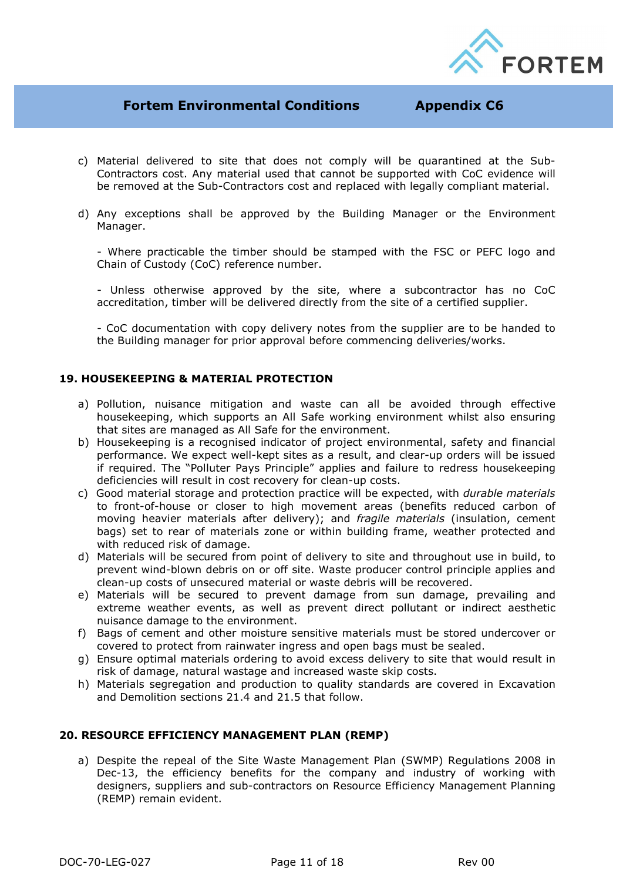c) Material delivered to site that does not comply will be quarantined at the Sub-Contractors cost. Any material used that cannot be supported with CoC evidence will be removed at the Sub-Contractors cost and replaced with legally compliant material.

d) Any exceptions shall be approved by the Building Manager or the Environment Manager.

   - Where practicable the timber should be stamped with the FSC or PEFC logo and Chain of Custody (CoC) reference number.

   - Unless otherwise approved by the site, where a subcontractor has no CoC accreditation, timber will be delivered directly from the site of a certified supplier.

   - CoC documentation with copy delivery notes from the supplier are to be handed to the Building manager for prior approval before commencing deliveries/works.

### 19. HOUSEKEEPING & MATERIAL PROTECTION

a) Pollution, nuisance mitigation and waste can all be avoided through effective housekeeping, which supports an All Safe working environment whilst also ensuring that sites are managed as All Safe for the environment.
b) Housekeeping is a recognised indicator of project environmental, safety and financial performance. We expect well-kept sites as a result, and clear-up orders will be issued if required. The "Polluter Pays Principle" applies and failure to redress housekeeping deficiencies will result in cost recovery for clean-up costs.
c) Good material storage and protection practice will be expected, with *durable materials* to front-of-house or closer to high movement areas (benefits reduced carbon of moving heavier materials after delivery); and *fragile materials* (insulation, cement bags) set to rear of materials zone or within building frame, weather protected and with reduced risk of damage.
d) Materials will be secured from point of delivery to site and throughout use in build, to prevent wind-blown debris on or off site. Waste producer control principle applies and clean-up costs of unsecured material or waste debris will be recovered.
e) Materials will be secured to prevent damage from sun damage, prevailing and extreme weather events, as well as prevent direct pollutant or indirect aesthetic nuisance damage to the environment.
f) Bags of cement and other moisture sensitive materials must be stored undercover or covered to protect from rainwater ingress and open bags must be sealed.
g) Ensure optimal materials ordering to avoid excess delivery to site that would result in risk of damage, natural wastage and increased waste skip costs.
h) Materials segregation and production to quality standards are covered in Excavation and Demolition sections 21.4 and 21.5 that follow.

### 20. RESOURCE EFFICIENCY MANAGEMENT PLAN (REMP)

a) Despite the repeal of the Site Waste Management Plan (SWMP) Regulations 2008 in Dec-13, the efficiency benefits for the company and industry of working with designers, suppliers and sub-contractors on Resource Efficiency Management Planning (REMP) remain evident.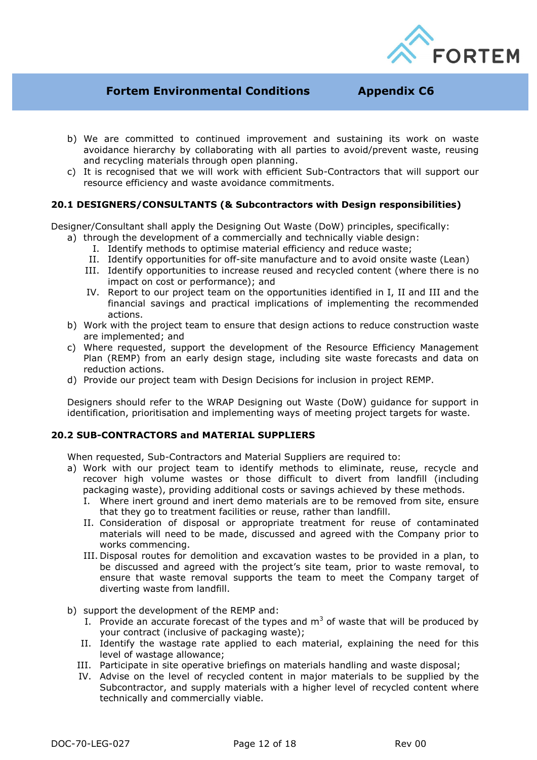b) We are committed to continued improvement and sustaining its work on waste avoidance hierarchy by collaborating with all parties to avoid/prevent waste, reusing and recycling materials through open planning.

c) It is recognised that we will work with efficient Sub-Contractors that will support our resource efficiency and waste avoidance commitments.

### 20.1 DESIGNERS/CONSULTANTS (& Subcontractors with Design responsibilities)

Designer/Consultant shall apply the Designing Out Waste (DoW) principles, specifically:

a) through the development of a commercially and technically viable design:
   - I. Identify methods to optimise material efficiency and reduce waste;
   - II. Identify opportunities for off-site manufacture and to avoid onsite waste (Lean)
   - III. Identify opportunities to increase reused and recycled content (where there is no impact on cost or performance); and
   - IV. Report to our project team on the opportunities identified in I, II and III and the financial savings and practical implications of implementing the recommended actions.

b) Work with the project team to ensure that design actions to reduce construction waste are implemented; and

c) Where requested, support the development of the Resource Efficiency Management Plan (REMP) from an early design stage, including site waste forecasts and data on reduction actions.

d) Provide our project team with Design Decisions for inclusion in project REMP.

Designers should refer to the WRAP Designing out Waste (DoW) guidance for support in identification, prioritisation and implementing ways of meeting project targets for waste.

### 20.2 SUB-CONTRACTORS and MATERIAL SUPPLIERS

When requested, Sub-Contractors and Material Suppliers are required to:

a) Work with our project team to identify methods to eliminate, reuse, recycle and recover high volume wastes or those difficult to divert from landfill (including packaging waste), providing additional costs or savings achieved by these methods.
   - I. Where inert ground and inert demo materials are to be removed from site, ensure that they go to treatment facilities or reuse, rather than landfill.
   - II. Consideration of disposal or appropriate treatment for reuse of contaminated materials will need to be made, discussed and agreed with the Company prior to works commencing.
   - III. Disposal routes for demolition and excavation wastes to be provided in a plan, to be discussed and agreed with the project's site team, prior to waste removal, to ensure that waste removal supports the team to meet the Company target of diverting waste from landfill.

b) support the development of the REMP and:
   - I. Provide an accurate forecast of the types and $m^3$ of waste that will be produced by your contract (inclusive of packaging waste);
   - II. Identify the wastage rate applied to each material, explaining the need for this level of wastage allowance;
   - III. Participate in site operative briefings on materials handling and waste disposal;
   - IV. Advise on the level of recycled content in major materials to be supplied by the Subcontractor, and supply materials with a higher level of recycled content where technically and commercially viable.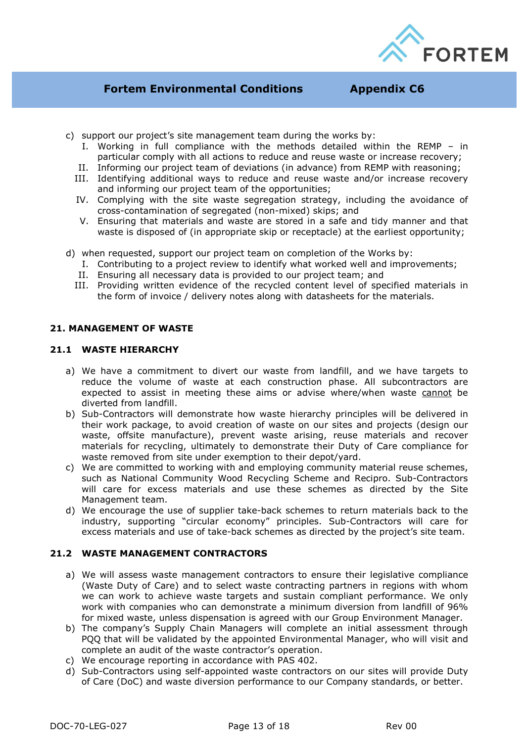c) support our project's site management team during the works by:
   I. Working in full compliance with the methods detailed within the REMP – in particular comply with all actions to reduce and reuse waste or increase recovery;
   II. Informing our project team of deviations (in advance) from REMP with reasoning;
   III. Identifying additional ways to reduce and reuse waste and/or increase recovery and informing our project team of the opportunities;
   IV. Complying with the site waste segregation strategy, including the avoidance of cross-contamination of segregated (non-mixed) skips; and
   V. Ensuring that materials and waste are stored in a safe and tidy manner and that waste is disposed of (in appropriate skip or receptacle) at the earliest opportunity;

d) when requested, support our project team on completion of the Works by:
   I. Contributing to a project review to identify what worked well and improvements;
   II. Ensuring all necessary data is provided to our project team; and
   III. Providing written evidence of the recycled content level of specified materials in the form of invoice / delivery notes along with datasheets for the materials.

## 21. MANAGEMENT OF WASTE

### 21.1 WASTE HIERARCHY

a) We have a commitment to divert our waste from landfill, and we have targets to reduce the volume of waste at each construction phase. All subcontractors are expected to assist in meeting these aims or advise where/when waste <u>cannot</u> be diverted from landfill.
b) Sub-Contractors will demonstrate how waste hierarchy principles will be delivered in their work package, to avoid creation of waste on our sites and projects (design our waste, offsite manufacture), prevent waste arising, reuse materials and recover materials for recycling, ultimately to demonstrate their Duty of Care compliance for waste removed from site under exemption to their depot/yard.
c) We are committed to working with and employing community material reuse schemes, such as National Community Wood Recycling Scheme and Recipro. Sub-Contractors will care for excess materials and use these schemes as directed by the Site Management team.
d) We encourage the use of supplier take-back schemes to return materials back to the industry, supporting "circular economy" principles. Sub-Contractors will care for excess materials and use of take-back schemes as directed by the project's site team.

### 21.2 WASTE MANAGEMENT CONTRACTORS

a) We will assess waste management contractors to ensure their legislative compliance (Waste Duty of Care) and to select waste contracting partners in regions with whom we can work to achieve waste targets and sustain compliant performance. We only work with companies who can demonstrate a minimum diversion from landfill of 96% for mixed waste, unless dispensation is agreed with our Group Environment Manager.
b) The company's Supply Chain Managers will complete an initial assessment through PQQ that will be validated by the appointed Environmental Manager, who will visit and complete an audit of the waste contractor's operation.
c) We encourage reporting in accordance with PAS 402.
d) Sub-Contractors using self-appointed waste contractors on our sites will provide Duty of Care (DoC) and waste diversion performance to our Company standards, or better.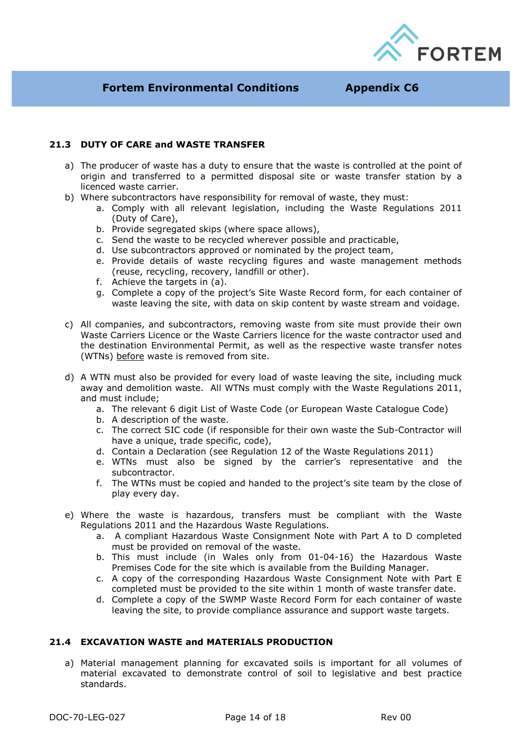### 21.3 DUTY OF CARE and WASTE TRANSFER

a) The producer of waste has a duty to ensure that the waste is controlled at the point of origin and transferred to a permitted disposal site or waste transfer station by a licenced waste carrier.

b) Where subcontractors have responsibility for removal of waste, they must:
   a. Comply with all relevant legislation, including the Waste Regulations 2011 (Duty of Care),
   b. Provide segregated skips (where space allows),
   c. Send the waste to be recycled wherever possible and practicable,
   d. Use subcontractors approved or nominated by the project team,
   e. Provide details of waste recycling figures and waste management methods (reuse, recycling, recovery, landfill or other).
   f. Achieve the targets in (a).
   g. Complete a copy of the project's Site Waste Record form, for each container of waste leaving the site, with data on skip content by waste stream and voidage.

c) All companies, and subcontractors, removing waste from site must provide their own Waste Carriers Licence or the Waste Carriers licence for the waste contractor used and the destination Environmental Permit, as well as the respective waste transfer notes (WTNs) <u>before</u> waste is removed from site.

d) A WTN must also be provided for every load of waste leaving the site, including muck away and demolition waste. All WTNs must comply with the Waste Regulations 2011, and must include;
   a. The relevant 6 digit List of Waste Code (or European Waste Catalogue Code)
   b. A description of the waste.
   c. The correct SIC code (if responsible for their own waste the Sub-Contractor will have a unique, trade specific, code),
   d. Contain a Declaration (see Regulation 12 of the Waste Regulations 2011)
   e. WTNs must also be signed by the carrier's representative and the subcontractor.
   f. The WTNs must be copied and handed to the project's site team by the close of play every day.

e) Where the waste is hazardous, transfers must be compliant with the Waste Regulations 2011 and the Hazardous Waste Regulations.
   a. A compliant Hazardous Waste Consignment Note with Part A to D completed must be provided on removal of the waste.
   b. This must include (in Wales only from 01-04-16) the Hazardous Waste Premises Code for the site which is available from the Building Manager.
   c. A copy of the corresponding Hazardous Waste Consignment Note with Part E completed must be provided to the site within 1 month of waste transfer date.
   d. Complete a copy of the SWMP Waste Record Form for each container of waste leaving the site, to provide compliance assurance and support waste targets.

### 21.4 EXCAVATION WASTE and MATERIALS PRODUCTION

a) Material management planning for excavated soils is important for all volumes of material excavated to demonstrate control of soil to legislative and best practice standards.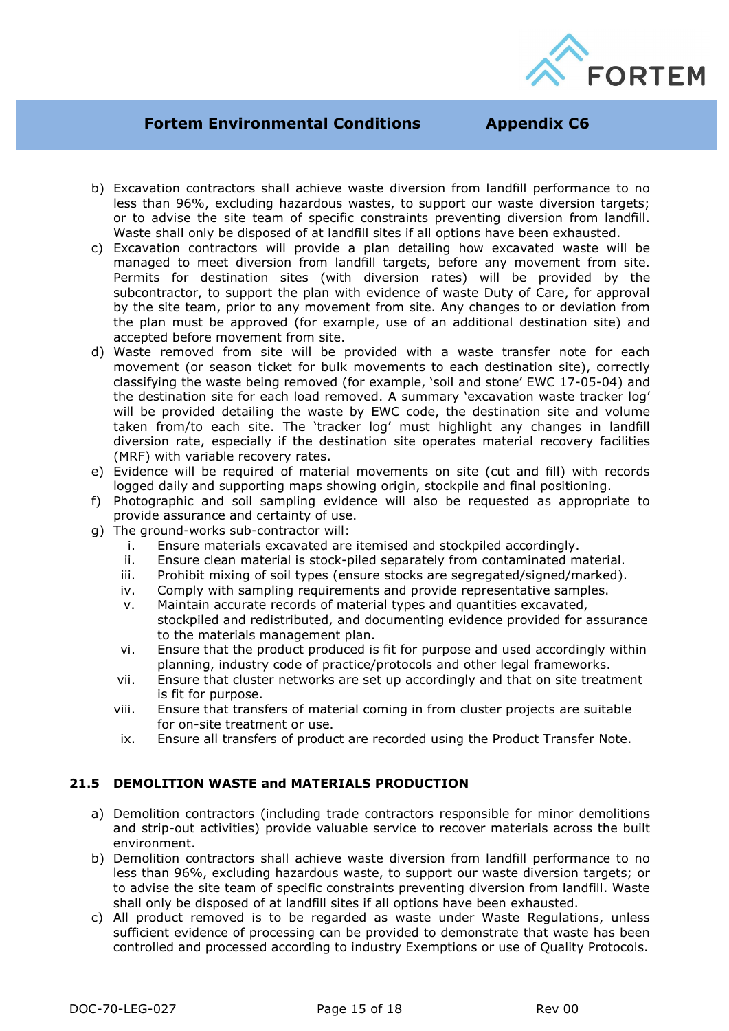b) Excavation contractors shall achieve waste diversion from landfill performance to no less than 96%, excluding hazardous wastes, to support our waste diversion targets; or to advise the site team of specific constraints preventing diversion from landfill. Waste shall only be disposed of at landfill sites if all options have been exhausted.

c) Excavation contractors will provide a plan detailing how excavated waste will be managed to meet diversion from landfill targets, before any movement from site. Permits for destination sites (with diversion rates) will be provided by the subcontractor, to support the plan with evidence of waste Duty of Care, for approval by the site team, prior to any movement from site. Any changes to or deviation from the plan must be approved (for example, use of an additional destination site) and accepted before movement from site.

d) Waste removed from site will be provided with a waste transfer note for each movement (or season ticket for bulk movements to each destination site), correctly classifying the waste being removed (for example, 'soil and stone' EWC 17-05-04) and the destination site for each load removed. A summary 'excavation waste tracker log' will be provided detailing the waste by EWC code, the destination site and volume taken from/to each site. The 'tracker log' must highlight any changes in landfill diversion rate, especially if the destination site operates material recovery facilities (MRF) with variable recovery rates.

e) Evidence will be required of material movements on site (cut and fill) with records logged daily and supporting maps showing origin, stockpile and final positioning.

f) Photographic and soil sampling evidence will also be requested as appropriate to provide assurance and certainty of use.

g) The ground-works sub-contractor will:
    i. Ensure materials excavated are itemised and stockpiled accordingly.
    ii. Ensure clean material is stock-piled separately from contaminated material.
    iii. Prohibit mixing of soil types (ensure stocks are segregated/signed/marked).
    iv. Comply with sampling requirements and provide representative samples.
    v. Maintain accurate records of material types and quantities excavated, stockpiled and redistributed, and documenting evidence provided for assurance to the materials management plan.
    vi. Ensure that the product produced is fit for purpose and used accordingly within planning, industry code of practice/protocols and other legal frameworks.
    vii. Ensure that cluster networks are set up accordingly and that on site treatment is fit for purpose.
    viii. Ensure that transfers of material coming in from cluster projects are suitable for on-site treatment or use.
    ix. Ensure all transfers of product are recorded using the Product Transfer Note.

### 21.5 DEMOLITION WASTE and MATERIALS PRODUCTION

a) Demolition contractors (including trade contractors responsible for minor demolitions and strip-out activities) provide valuable service to recover materials across the built environment.

b) Demolition contractors shall achieve waste diversion from landfill performance to no less than 96%, excluding hazardous waste, to support our waste diversion targets; or to advise the site team of specific constraints preventing diversion from landfill. Waste shall only be disposed of at landfill sites if all options have been exhausted.

c) All product removed is to be regarded as waste under Waste Regulations, unless sufficient evidence of processing can be provided to demonstrate that waste has been controlled and processed according to industry Exemptions or use of Quality Protocols.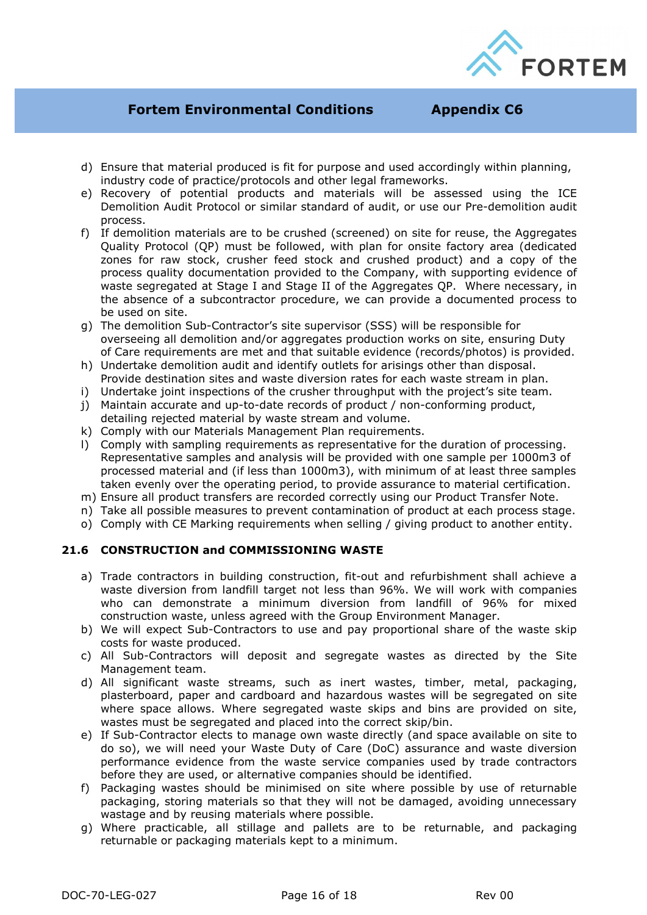d) Ensure that material produced is fit for purpose and used accordingly within planning, industry code of practice/protocols and other legal frameworks.
e) Recovery of potential products and materials will be assessed using the ICE Demolition Audit Protocol or similar standard of audit, or use our Pre-demolition audit process.
f) If demolition materials are to be crushed (screened) on site for reuse, the Aggregates Quality Protocol (QP) must be followed, with plan for onsite factory area (dedicated zones for raw stock, crusher feed stock and crushed product) and a copy of the process quality documentation provided to the Company, with supporting evidence of waste segregated at Stage I and Stage II of the Aggregates QP. Where necessary, in the absence of a subcontractor procedure, we can provide a documented process to be used on site.
g) The demolition Sub-Contractor's site supervisor (SSS) will be responsible for overseeing all demolition and/or aggregates production works on site, ensuring Duty of Care requirements are met and that suitable evidence (records/photos) is provided.
h) Undertake demolition audit and identify outlets for arisings other than disposal. Provide destination sites and waste diversion rates for each waste stream in plan.
i) Undertake joint inspections of the crusher throughput with the project's site team.
j) Maintain accurate and up-to-date records of product / non-conforming product, detailing rejected material by waste stream and volume.
k) Comply with our Materials Management Plan requirements.
l) Comply with sampling requirements as representative for the duration of processing. Representative samples and analysis will be provided with one sample per 1000m3 of processed material and (if less than 1000m3), with minimum of at least three samples taken evenly over the operating period, to provide assurance to material certification.
m) Ensure all product transfers are recorded correctly using our Product Transfer Note.
n) Take all possible measures to prevent contamination of product at each process stage.
o) Comply with CE Marking requirements when selling / giving product to another entity.

### 21.6 CONSTRUCTION and COMMISSIONING WASTE

a) Trade contractors in building construction, fit-out and refurbishment shall achieve a waste diversion from landfill target not less than 96%. We will work with companies who can demonstrate a minimum diversion from landfill of 96% for mixed construction waste, unless agreed with the Group Environment Manager.
b) We will expect Sub-Contractors to use and pay proportional share of the waste skip costs for waste produced.
c) All Sub-Contractors will deposit and segregate wastes as directed by the Site Management team.
d) All significant waste streams, such as inert wastes, timber, metal, packaging, plasterboard, paper and cardboard and hazardous wastes will be segregated on site where space allows. Where segregated waste skips and bins are provided on site, wastes must be segregated and placed into the correct skip/bin.
e) If Sub-Contractor elects to manage own waste directly (and space available on site to do so), we will need your Waste Duty of Care (DoC) assurance and waste diversion performance evidence from the waste service companies used by trade contractors before they are used, or alternative companies should be identified.
f) Packaging wastes should be minimised on site where possible by use of returnable packaging, storing materials so that they will not be damaged, avoiding unnecessary wastage and by reusing materials where possible.
g) Where practicable, all stillage and pallets are to be returnable, and packaging returnable or packaging materials kept to a minimum.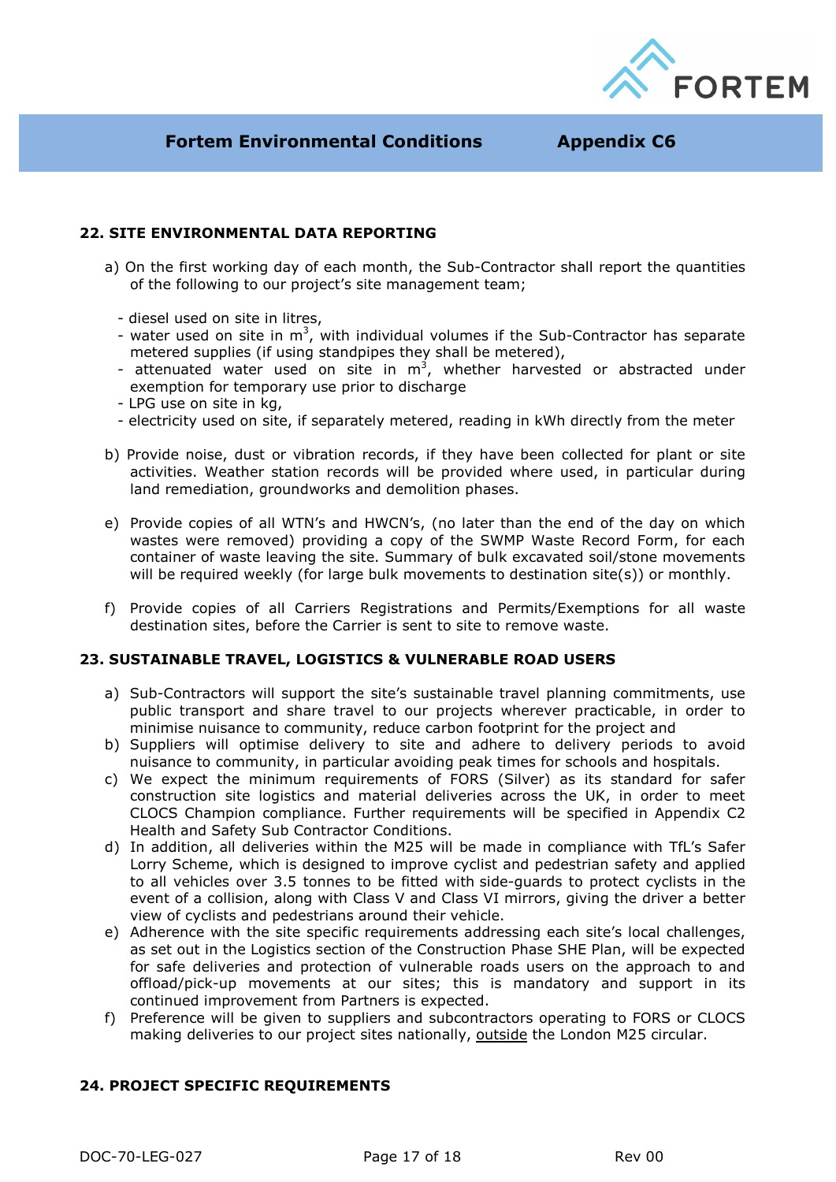## 22. SITE ENVIRONMENTAL DATA REPORTING

a) On the first working day of each month, the Sub-Contractor shall report the quantities of the following to our project's site management team;

- diesel used on site in litres,
- water used on site in $m^3$, with individual volumes if the Sub-Contractor has separate metered supplies (if using standpipes they shall be metered),
- attenuated water used on site in $m^3$, whether harvested or abstracted under exemption for temporary use prior to discharge
- LPG use on site in kg,
- electricity used on site, if separately metered, reading in kWh directly from the meter

b) Provide noise, dust or vibration records, if they have been collected for plant or site activities. Weather station records will be provided where used, in particular during land remediation, groundworks and demolition phases.

e) Provide copies of all WTN's and HWCN's, (no later than the end of the day on which wastes were removed) providing a copy of the SWMP Waste Record Form, for each container of waste leaving the site. Summary of bulk excavated soil/stone movements will be required weekly (for large bulk movements to destination site(s)) or monthly.

f) Provide copies of all Carriers Registrations and Permits/Exemptions for all waste destination sites, before the Carrier is sent to site to remove waste.

## 23. SUSTAINABLE TRAVEL, LOGISTICS & VULNERABLE ROAD USERS

a) Sub-Contractors will support the site's sustainable travel planning commitments, use public transport and share travel to our projects wherever practicable, in order to minimise nuisance to community, reduce carbon footprint for the project and
b) Suppliers will optimise delivery to site and adhere to delivery periods to avoid nuisance to community, in particular avoiding peak times for schools and hospitals.
c) We expect the minimum requirements of FORS (Silver) as its standard for safer construction site logistics and material deliveries across the UK, in order to meet CLOCS Champion compliance. Further requirements will be specified in Appendix C2 Health and Safety Sub Contractor Conditions.
d) In addition, all deliveries within the M25 will be made in compliance with TfL's Safer Lorry Scheme, which is designed to improve cyclist and pedestrian safety and applied to all vehicles over 3.5 tonnes to be fitted with side-guards to protect cyclists in the event of a collision, along with Class V and Class VI mirrors, giving the driver a better view of cyclists and pedestrians around their vehicle.
e) Adherence with the site specific requirements addressing each site's local challenges, as set out in the Logistics section of the Construction Phase SHE Plan, will be expected for safe deliveries and protection of vulnerable roads users on the approach to and offload/pick-up movements at our sites; this is mandatory and support in its continued improvement from Partners is expected.
f) Preference will be given to suppliers and subcontractors operating to FORS or CLOCS making deliveries to our project sites nationally, <u>outside</u> the London M25 circular.

## 24. PROJECT SPECIFIC REQUIREMENTS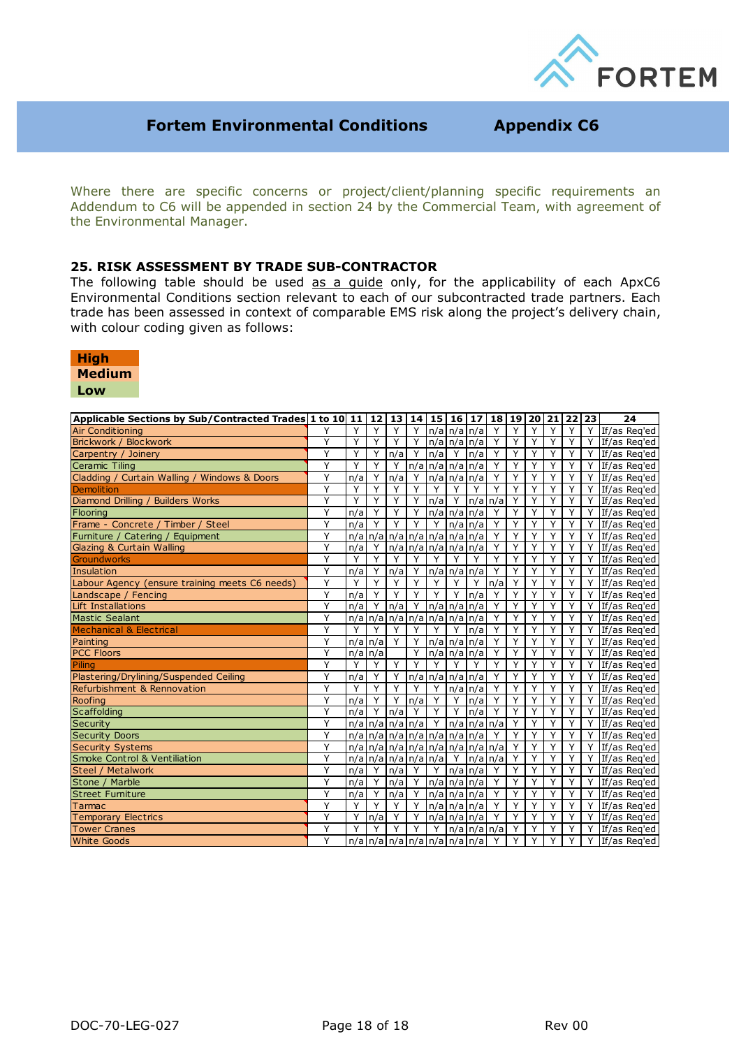Where there are specific concerns or project/client/planning specific requirements an Addendum to C6 will be appended in section 24 by the Commercial Team, with agreement of the Environmental Manager.

## 25. RISK ASSESSMENT BY TRADE SUB-CONTRACTOR

The following table should be used as a guide only, for the applicability of each ApxC6 Environmental Conditions section relevant to each of our subcontracted trade partners. Each trade has been assessed in context of comparable EMS risk along the project's delivery chain, with colour coding given as follows:

**High**
**Medium**
**Low**

| Applicable Sections by Sub/Contracted Trades | 1 to 10 | 11 | 12 | 13 | 14 | 15 | 16 | 17 | 18 | 19 | 20 | 21 | 22 | 23 | 24 |
|---|---|---|---|---|---|---|---|---|---|---|---|---|---|---|---|
| Air Conditioning | Y | Y | Y | Y | Y | n/a | n/a | n/a | Y | Y | Y | Y | Y | Y | If/as Req'ed |
| Brickwork / Blockwork | Y | Y | Y | Y | Y | n/a | n/a | n/a | Y | Y | Y | Y | Y | Y | If/as Req'ed |
| Carpentry / Joinery | Y | Y | Y | n/a | Y | n/a | Y | n/a | Y | Y | Y | Y | Y | Y | If/as Req'ed |
| Ceramic Tiling | Y | Y | Y | Y | n/a | n/a | n/a | n/a | Y | Y | Y | Y | Y | Y | If/as Req'ed |
| Cladding / Curtain Walling / Windows & Doors | Y | n/a | Y | n/a | Y | n/a | n/a | n/a | Y | Y | Y | Y | Y | Y | If/as Req'ed |
| Demolition | Y | Y | Y | Y | Y | Y | Y | Y | Y | Y | Y | Y | Y | Y | If/as Req'ed |
| Diamond Drilling / Builders Works | Y | Y | Y | Y | Y | n/a | Y | n/a | n/a | Y | Y | Y | Y | Y | If/as Req'ed |
| Flooring | Y | n/a | Y | Y | Y | n/a | n/a | n/a | Y | Y | Y | Y | Y | Y | If/as Req'ed |
| Frame - Concrete / Timber / Steel | Y | n/a | Y | Y | Y | Y | n/a | n/a | Y | Y | Y | Y | Y | Y | If/as Req'ed |
| Furniture / Catering / Equipment | Y | n/a | n/a | n/a | n/a | n/a | n/a | n/a | Y | Y | Y | Y | Y | Y | If/as Req'ed |
| Glazing & Curtain Walling | Y | n/a | Y | n/a | n/a | n/a | n/a | n/a | Y | Y | Y | Y | Y | Y | If/as Req'ed |
| Groundworks | Y | Y | Y | Y | Y | Y | Y | Y | Y | Y | Y | Y | Y | Y | If/as Req'ed |
| Insulation | Y | n/a | Y | n/a | Y | n/a | n/a | n/a | Y | Y | Y | Y | Y | Y | If/as Req'ed |
| Labour Agency (ensure training meets C6 needs) | Y | Y | Y | Y | Y | Y | Y | Y | n/a | Y | Y | Y | Y | Y | If/as Req'ed |
| Landscape / Fencing | Y | n/a | Y | Y | Y | Y | Y | n/a | Y | Y | Y | Y | Y | Y | If/as Req'ed |
| Lift Installations | Y | n/a | Y | n/a | Y | n/a | n/a | n/a | Y | Y | Y | Y | Y | Y | If/as Req'ed |
| Mastic Sealant | Y | n/a | n/a | n/a | n/a | n/a | n/a | n/a | Y | Y | Y | Y | Y | Y | If/as Req'ed |
| Mechanical & Electrical | Y | Y | Y | Y | Y | Y | Y | n/a | Y | Y | Y | Y | Y | Y | If/as Req'ed |
| Painting | Y | n/a | n/a | Y | Y | n/a | n/a | n/a | Y | Y | Y | Y | Y | Y | If/as Req'ed |
| PCC Floors | Y | n/a | n/a | | Y | n/a | n/a | n/a | Y | Y | Y | Y | Y | Y | If/as Req'ed |
| Piling | Y | Y | Y | Y | Y | Y | Y | Y | Y | Y | Y | Y | Y | Y | If/as Req'ed |
| Plastering/Drylining/Suspended Ceiling | Y | n/a | Y | Y | n/a | n/a | n/a | n/a | Y | Y | Y | Y | Y | Y | If/as Req'ed |
| Refurbishment & Rennovation | Y | Y | Y | Y | Y | Y | n/a | n/a | Y | Y | Y | Y | Y | Y | If/as Req'ed |
| Roofing | Y | n/a | Y | Y | n/a | Y | Y | n/a | Y | Y | Y | Y | Y | Y | If/as Req'ed |
| Scaffolding | Y | n/a | Y | n/a | Y | Y | Y | n/a | Y | Y | Y | Y | Y | Y | If/as Req'ed |
| Security | Y | n/a | n/a | n/a | n/a | Y | n/a | n/a | n/a | Y | Y | Y | Y | Y | If/as Req'ed |
| Security Doors | Y | n/a | n/a | n/a | n/a | n/a | n/a | n/a | Y | Y | Y | Y | Y | Y | If/as Req'ed |
| Security Systems | Y | n/a | n/a | n/a | n/a | n/a | n/a | n/a | n/a | Y | Y | Y | Y | Y | If/as Req'ed |
| Smoke Control & Ventiliation | Y | n/a | n/a | n/a | n/a | n/a | Y | n/a | n/a | Y | Y | Y | Y | Y | If/as Req'ed |
| Steel / Metalwork | Y | n/a | Y | n/a | Y | Y | n/a | n/a | Y | Y | Y | Y | Y | Y | If/as Req'ed |
| Stone / Marble | Y | n/a | Y | n/a | Y | n/a | n/a | n/a | Y | Y | Y | Y | Y | Y | If/as Req'ed |
| Street Furniture | Y | n/a | Y | n/a | Y | n/a | n/a | n/a | Y | Y | Y | Y | Y | Y | If/as Req'ed |
| Tarmac | Y | Y | Y | Y | Y | n/a | n/a | n/a | Y | Y | Y | Y | Y | Y | If/as Req'ed |
| Temporary Electrics | Y | Y | n/a | Y | Y | n/a | n/a | n/a | Y | Y | Y | Y | Y | Y | If/as Req'ed |
| Tower Cranes | Y | Y | Y | Y | Y | Y | n/a | n/a | n/a | Y | Y | Y | Y | Y | If/as Req'ed |
| White Goods | Y | n/a | n/a | n/a | n/a | n/a | n/a | n/a | Y | Y | Y | Y | Y | Y | If/as Req'ed |